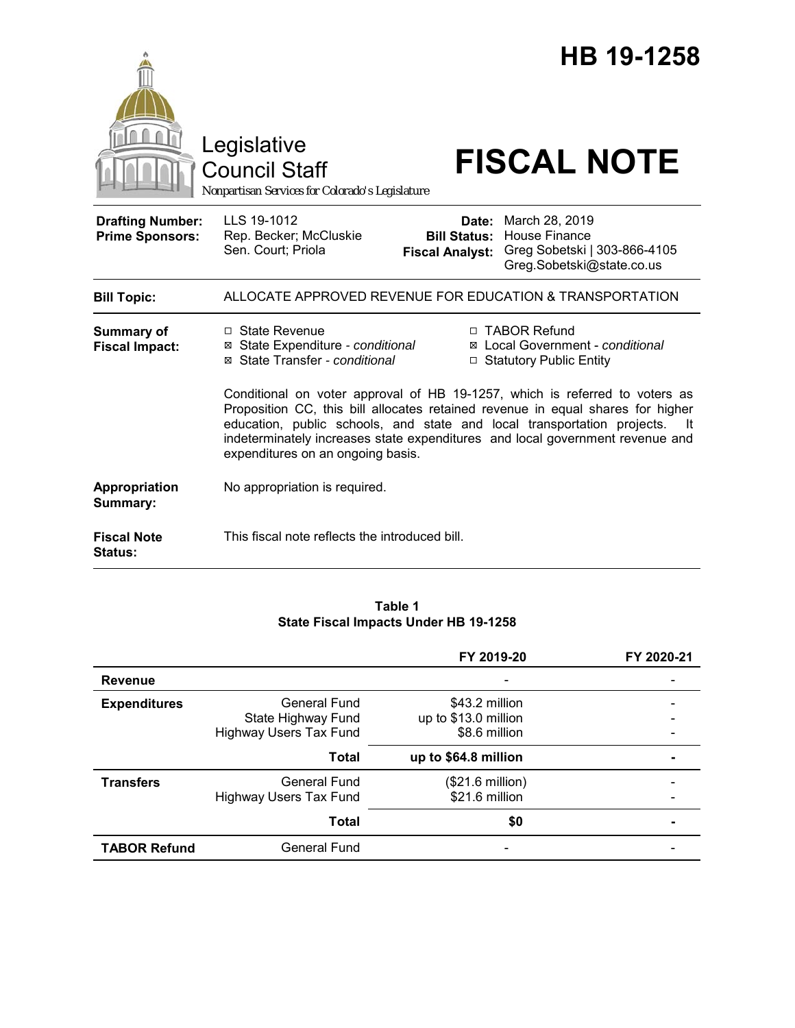# HB 19-1258

Legislative Council Staff
Nonpartisan Services for Colorado's Legislature

# FISCAL NOTE

| | | | |
|---|---|---|---|
| **Drafting Number:** | LLS 19-1012 | **Date:** | March 28, 2019 |
| **Prime Sponsors:** | Rep. Becker; McCluskie<br>Sen. Court; Priola | **Bill Status:** | House Finance |
| | | **Fiscal Analyst:** | Greg Sobetski \| 303-866-4105<br>Greg.Sobetski@state.co.us |

**Bill Topic:** ALLOCATE APPROVED REVENUE FOR EDUCATION & TRANSPORTATION

**Summary of Fiscal Impact:**

- ☐ State Revenue
- ☒ State Expenditure - *conditional*
- ☒ State Transfer - *conditional*
- ☐ TABOR Refund
- ☒ Local Government - *conditional*
- ☐ Statutory Public Entity

Conditional on voter approval of HB 19-1257, which is referred to voters as Proposition CC, this bill allocates retained revenue in equal shares for higher education, public schools, and state and local transportation projects. It indeterminately increases state expenditures and local government revenue and expenditures on an ongoing basis.

**Appropriation Summary:** No appropriation is required.

**Fiscal Note Status:** This fiscal note reflects the introduced bill.

**Table 1**
**State Fiscal Impacts Under HB 19-1258**

| | | FY 2019-20 | FY 2020-21 |
|---|---|---|---|
| **Revenue** | | - | - |
| **Expenditures** | General Fund | $43.2 million | - |
| | State Highway Fund | up to $13.0 million | - |
| | Highway Users Tax Fund | $8.6 million | - |
| | **Total** | **up to $64.8 million** | **-** |
| **Transfers** | General Fund | ($21.6 million) | - |
| | Highway Users Tax Fund | $21.6 million | - |
| | **Total** | **$0** | **-** |
| **TABOR Refund** | General Fund | - | - |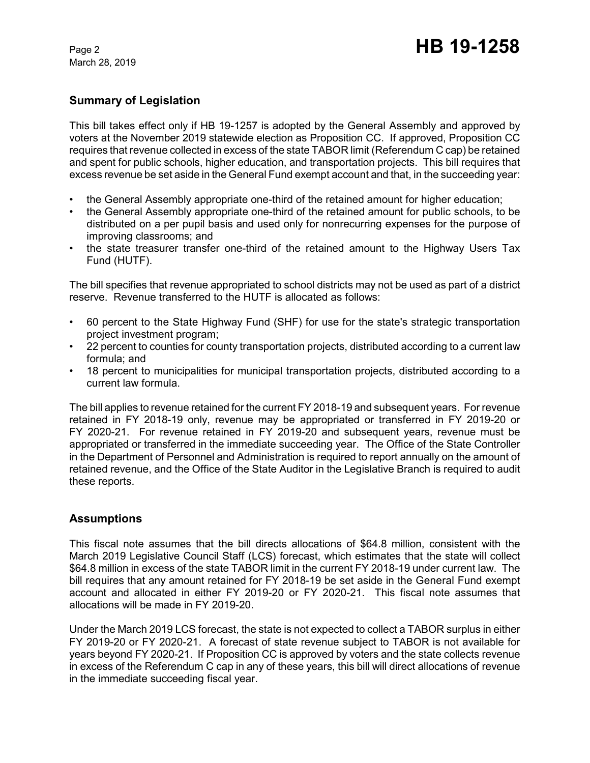## Summary of Legislation

This bill takes effect only if HB 19-1257 is adopted by the General Assembly and approved by voters at the November 2019 statewide election as Proposition CC. If approved, Proposition CC requires that revenue collected in excess of the state TABOR limit (Referendum C cap) be retained and spent for public schools, higher education, and transportation projects. This bill requires that excess revenue be set aside in the General Fund exempt account and that, in the succeeding year:

- the General Assembly appropriate one-third of the retained amount for higher education;
- the General Assembly appropriate one-third of the retained amount for public schools, to be distributed on a per pupil basis and used only for nonrecurring expenses for the purpose of improving classrooms; and
- the state treasurer transfer one-third of the retained amount to the Highway Users Tax Fund (HUTF).

The bill specifies that revenue appropriated to school districts may not be used as part of a district reserve. Revenue transferred to the HUTF is allocated as follows:

- 60 percent to the State Highway Fund (SHF) for use for the state's strategic transportation project investment program;
- 22 percent to counties for county transportation projects, distributed according to a current law formula; and
- 18 percent to municipalities for municipal transportation projects, distributed according to a current law formula.

The bill applies to revenue retained for the current FY 2018-19 and subsequent years. For revenue retained in FY 2018-19 only, revenue may be appropriated or transferred in FY 2019-20 or FY 2020-21. For revenue retained in FY 2019-20 and subsequent years, revenue must be appropriated or transferred in the immediate succeeding year. The Office of the State Controller in the Department of Personnel and Administration is required to report annually on the amount of retained revenue, and the Office of the State Auditor in the Legislative Branch is required to audit these reports.

## Assumptions

This fiscal note assumes that the bill directs allocations of $64.8 million, consistent with the March 2019 Legislative Council Staff (LCS) forecast, which estimates that the state will collect $64.8 million in excess of the state TABOR limit in the current FY 2018-19 under current law. The bill requires that any amount retained for FY 2018-19 be set aside in the General Fund exempt account and allocated in either FY 2019-20 or FY 2020-21. This fiscal note assumes that allocations will be made in FY 2019-20.

Under the March 2019 LCS forecast, the state is not expected to collect a TABOR surplus in either FY 2019-20 or FY 2020-21. A forecast of state revenue subject to TABOR is not available for years beyond FY 2020-21. If Proposition CC is approved by voters and the state collects revenue in excess of the Referendum C cap in any of these years, this bill will direct allocations of revenue in the immediate succeeding fiscal year.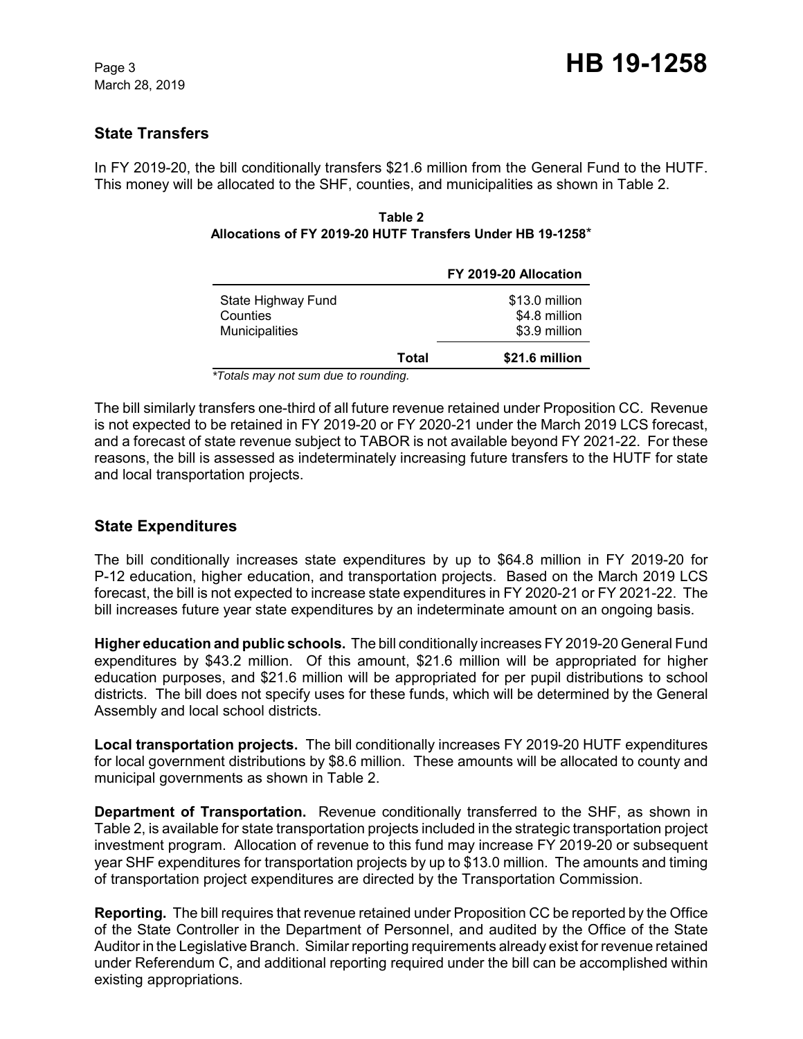## State Transfers

In FY 2019-20, the bill conditionally transfers $21.6 million from the General Fund to the HUTF. This money will be allocated to the SHF, counties, and municipalities as shown in Table 2.

**Table 2**
**Allocations of FY 2019-20 HUTF Transfers Under HB 19-1258***

| | FY 2019-20 Allocation |
|---|---|
| State Highway Fund | $13.0 million |
| Counties | $4.8 million |
| Municipalities | $3.9 million |
| **Total** | **$21.6 million** |

*Totals may not sum due to rounding.*

The bill similarly transfers one-third of all future revenue retained under Proposition CC. Revenue is not expected to be retained in FY 2019-20 or FY 2020-21 under the March 2019 LCS forecast, and a forecast of state revenue subject to TABOR is not available beyond FY 2021-22. For these reasons, the bill is assessed as indeterminately increasing future transfers to the HUTF for state and local transportation projects.

## State Expenditures

The bill conditionally increases state expenditures by up to $64.8 million in FY 2019-20 for P-12 education, higher education, and transportation projects. Based on the March 2019 LCS forecast, the bill is not expected to increase state expenditures in FY 2020-21 or FY 2021-22. The bill increases future year state expenditures by an indeterminate amount on an ongoing basis.

**Higher education and public schools.** The bill conditionally increases FY 2019-20 General Fund expenditures by $43.2 million. Of this amount, $21.6 million will be appropriated for higher education purposes, and $21.6 million will be appropriated for per pupil distributions to school districts. The bill does not specify uses for these funds, which will be determined by the General Assembly and local school districts.

**Local transportation projects.** The bill conditionally increases FY 2019-20 HUTF expenditures for local government distributions by $8.6 million. These amounts will be allocated to county and municipal governments as shown in Table 2.

**Department of Transportation.** Revenue conditionally transferred to the SHF, as shown in Table 2, is available for state transportation projects included in the strategic transportation project investment program. Allocation of revenue to this fund may increase FY 2019-20 or subsequent year SHF expenditures for transportation projects by up to $13.0 million. The amounts and timing of transportation project expenditures are directed by the Transportation Commission.

**Reporting.** The bill requires that revenue retained under Proposition CC be reported by the Office of the State Controller in the Department of Personnel, and audited by the Office of the State Auditor in the Legislative Branch. Similar reporting requirements already exist for revenue retained under Referendum C, and additional reporting required under the bill can be accomplished within existing appropriations.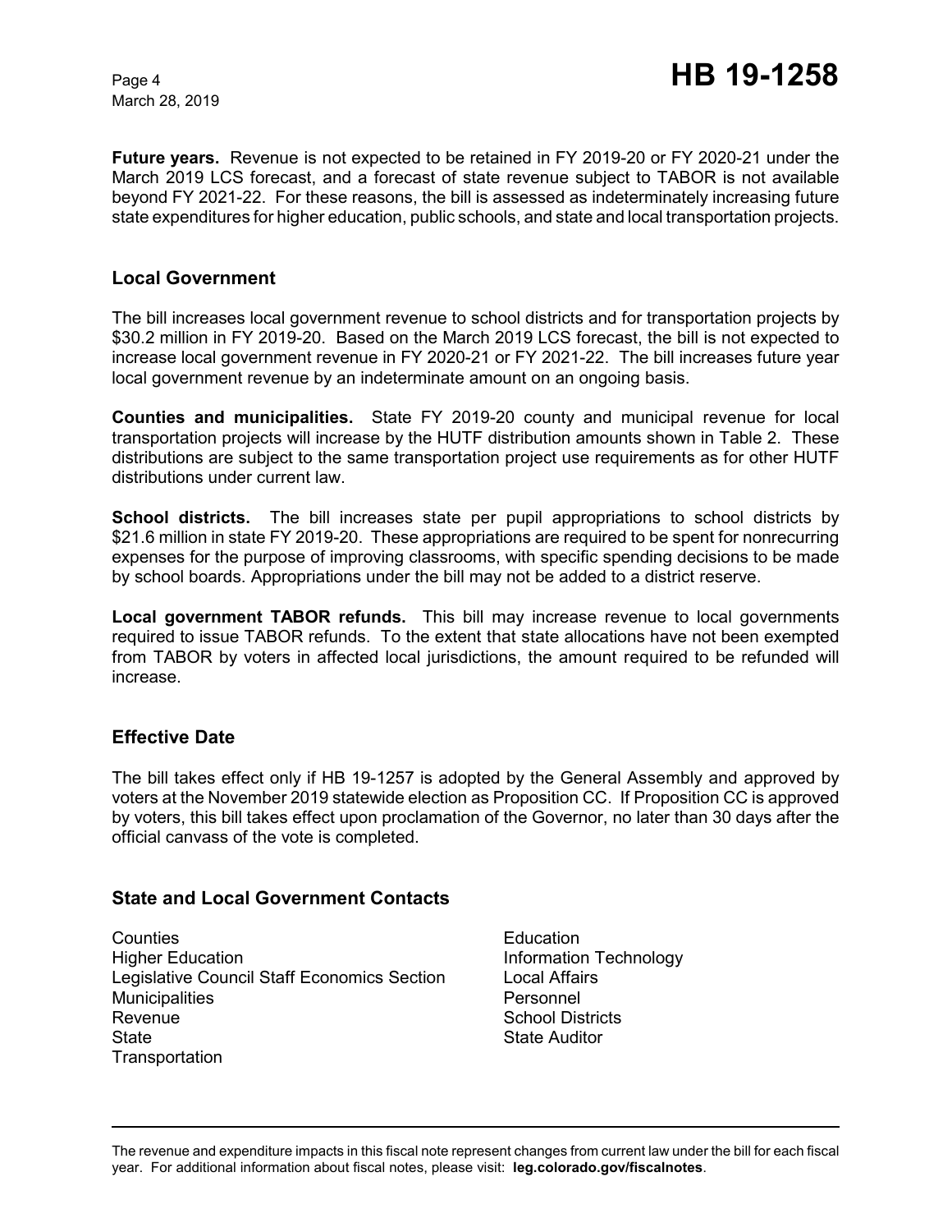**Future years.** Revenue is not expected to be retained in FY 2019-20 or FY 2020-21 under the March 2019 LCS forecast, and a forecast of state revenue subject to TABOR is not available beyond FY 2021-22. For these reasons, the bill is assessed as indeterminately increasing future state expenditures for higher education, public schools, and state and local transportation projects.

## Local Government

The bill increases local government revenue to school districts and for transportation projects by $30.2 million in FY 2019-20. Based on the March 2019 LCS forecast, the bill is not expected to increase local government revenue in FY 2020-21 or FY 2021-22. The bill increases future year local government revenue by an indeterminate amount on an ongoing basis.

**Counties and municipalities.** State FY 2019-20 county and municipal revenue for local transportation projects will increase by the HUTF distribution amounts shown in Table 2. These distributions are subject to the same transportation project use requirements as for other HUTF distributions under current law.

**School districts.** The bill increases state per pupil appropriations to school districts by $21.6 million in state FY 2019-20. These appropriations are required to be spent for nonrecurring expenses for the purpose of improving classrooms, with specific spending decisions to be made by school boards. Appropriations under the bill may not be added to a district reserve.

**Local government TABOR refunds.** This bill may increase revenue to local governments required to issue TABOR refunds. To the extent that state allocations have not been exempted from TABOR by voters in affected local jurisdictions, the amount required to be refunded will increase.

## Effective Date

The bill takes effect only if HB 19-1257 is adopted by the General Assembly and approved by voters at the November 2019 statewide election as Proposition CC. If Proposition CC is approved by voters, this bill takes effect upon proclamation of the Governor, no later than 30 days after the official canvass of the vote is completed.

## State and Local Government Contacts

Counties
Education
Higher Education
Information Technology
Legislative Council Staff Economics Section
Local Affairs
Municipalities
Personnel
Revenue
School Districts
State
State Auditor
Transportation

The revenue and expenditure impacts in this fiscal note represent changes from current law under the bill for each fiscal year. For additional information about fiscal notes, please visit: **leg.colorado.gov/fiscalnotes**.